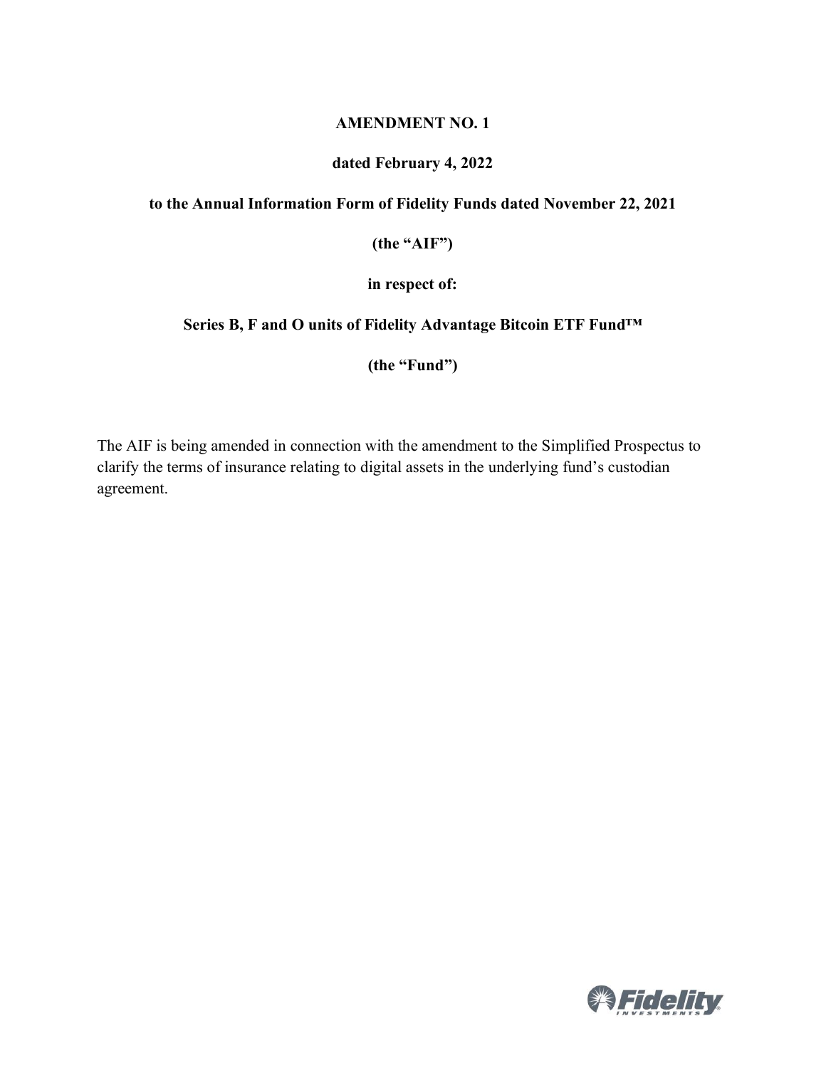**AMENDMENT NO. 1**

**dated February 4, 2022**

**to the Annual Information Form of Fidelity Funds dated November 22, 2021**

**(the "AIF")**

**in respect of:**

**Series B, F and O units of Fidelity Advantage Bitcoin ETF Fund™**

**(the "Fund")**

The AIF is being amended in connection with the amendment to the Simplified Prospectus to clarify the terms of insurance relating to digital assets in the underlying fund's custodian agreement.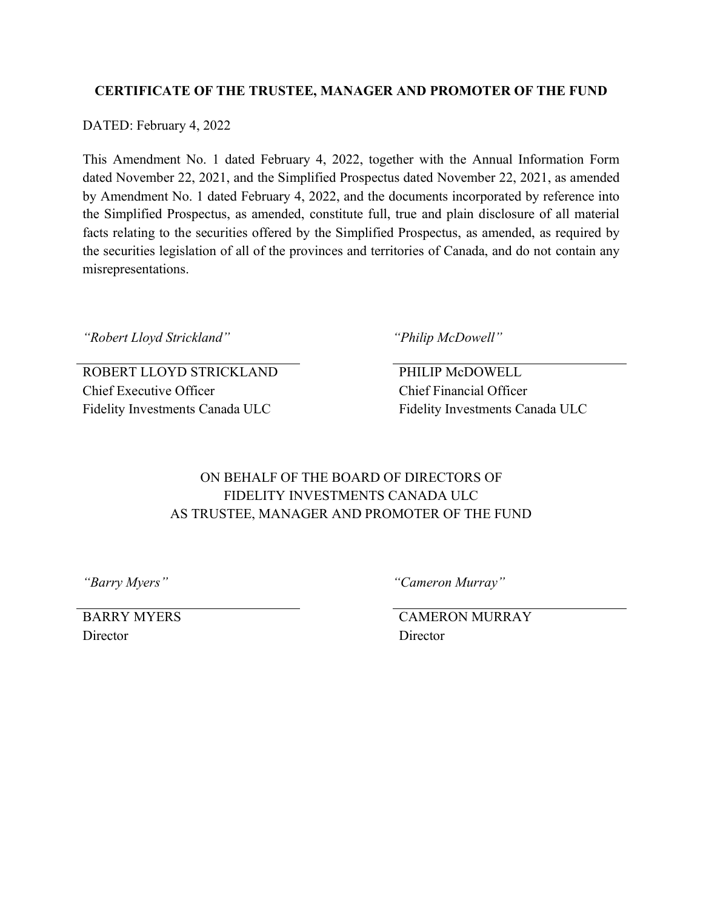**CERTIFICATE OF THE TRUSTEE, MANAGER AND PROMOTER OF THE FUND**

DATED: February 4, 2022

This Amendment No. 1 dated February 4, 2022, together with the Annual Information Form dated November 22, 2021, and the Simplified Prospectus dated November 22, 2021, as amended by Amendment No. 1 dated February 4, 2022, and the documents incorporated by reference into the Simplified Prospectus, as amended, constitute full, true and plain disclosure of all material facts relating to the securities offered by the Simplified Prospectus, as amended, as required by the securities legislation of all of the provinces and territories of Canada, and do not contain any misrepresentations.

*"Robert Lloyd Strickland"*

ROBERT LLOYD STRICKLAND
Chief Executive Officer
Fidelity Investments Canada ULC

*"Philip McDowell"*

PHILIP McDOWELL
Chief Financial Officer
Fidelity Investments Canada ULC

ON BEHALF OF THE BOARD OF DIRECTORS OF
FIDELITY INVESTMENTS CANADA ULC
AS TRUSTEE, MANAGER AND PROMOTER OF THE FUND

*"Barry Myers"*

BARRY MYERS
Director

*"Cameron Murray"*

CAMERON MURRAY
Director